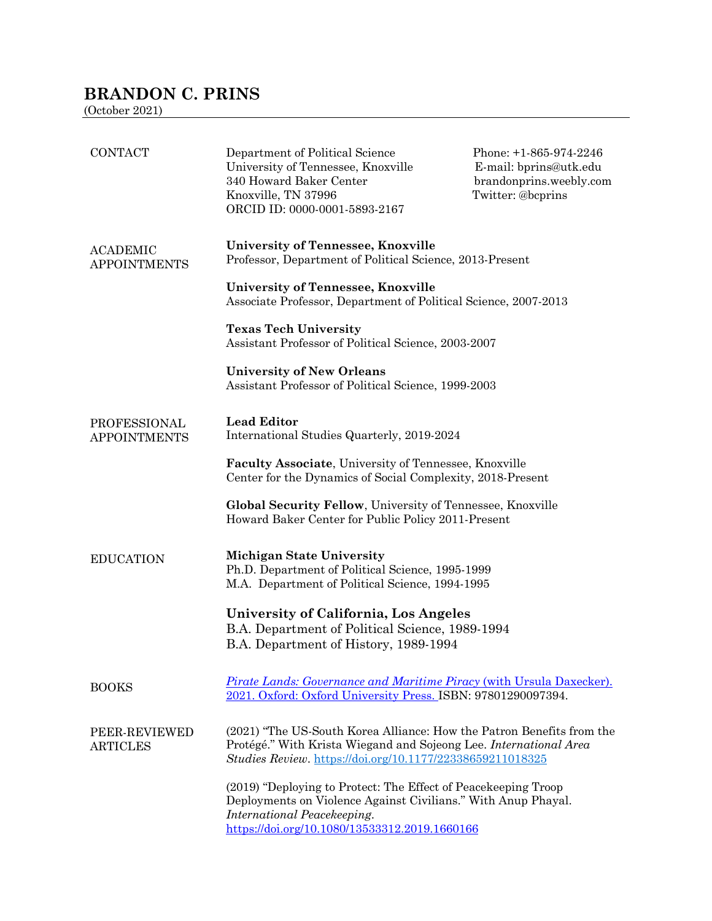# BRANDON C. PRINS

(October 2021)

## CONTACT

Department of Political Science
University of Tennessee, Knoxville
340 Howard Baker Center
Knoxville, TN 37996
ORCID ID: 0000-0001-5893-2167

Phone: +1-865-974-2246
E-mail: bprins@utk.edu
brandonprins.weebly.com
Twitter: @bcprins

## ACADEMIC APPOINTMENTS

**University of Tennessee, Knoxville**
Professor, Department of Political Science, 2013-Present

**University of Tennessee, Knoxville**
Associate Professor, Department of Political Science, 2007-2013

**Texas Tech University**
Assistant Professor of Political Science, 2003-2007

**University of New Orleans**
Assistant Professor of Political Science, 1999-2003

## PROFESSIONAL APPOINTMENTS

**Lead Editor**
International Studies Quarterly, 2019-2024

**Faculty Associate**, University of Tennessee, Knoxville
Center for the Dynamics of Social Complexity, 2018-Present

**Global Security Fellow**, University of Tennessee, Knoxville
Howard Baker Center for Public Policy 2011-Present

## EDUCATION

**Michigan State University**
Ph.D. Department of Political Science, 1995-1999
M.A. Department of Political Science, 1994-1995

**University of California, Los Angeles**
B.A. Department of Political Science, 1989-1994
B.A. Department of History, 1989-1994

## BOOKS

*Pirate Lands: Governance and Maritime Piracy* (with Ursula Daxecker). 2021. Oxford: Oxford University Press. ISBN: 97801290097394.

## PEER-REVIEWED ARTICLES

(2021) "The US-South Korea Alliance: How the Patron Benefits from the Protégé." With Krista Wiegand and Sojeong Lee. *International Area Studies Review*. https://doi.org/10.1177/22338659211018325

(2019) "Deploying to Protect: The Effect of Peacekeeping Troop Deployments on Violence Against Civilians." With Anup Phayal. *International Peacekeeping*. https://doi.org/10.1080/13533312.2019.1660166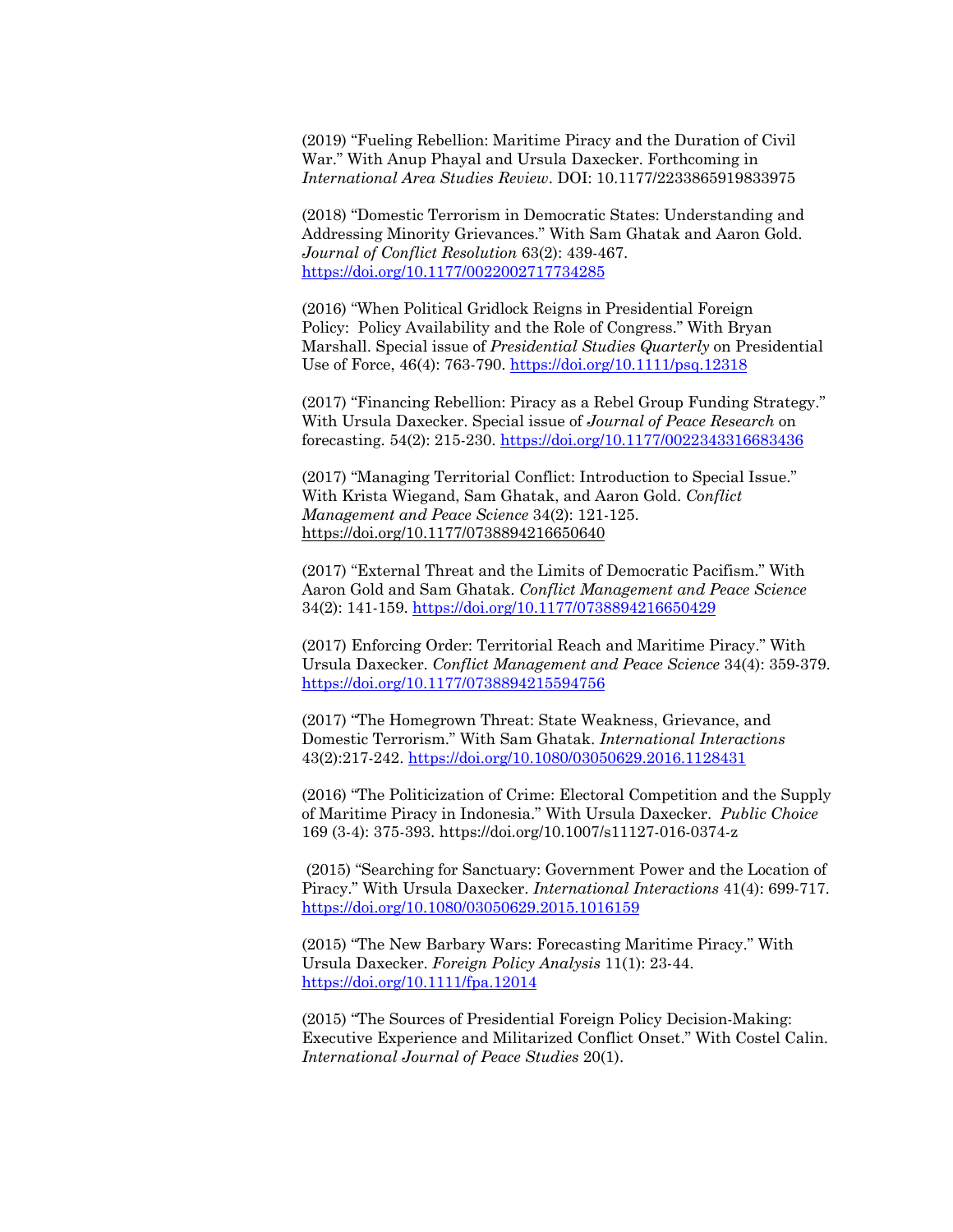(2019) "Fueling Rebellion: Maritime Piracy and the Duration of Civil War." With Anup Phayal and Ursula Daxecker. Forthcoming in *International Area Studies Review*. DOI: 10.1177/2233865919833975

(2018) "Domestic Terrorism in Democratic States: Understanding and Addressing Minority Grievances." With Sam Ghatak and Aaron Gold. *Journal of Conflict Resolution* 63(2): 439-467. https://doi.org/10.1177/0022002717734285

(2016) "When Political Gridlock Reigns in Presidential Foreign Policy: Policy Availability and the Role of Congress." With Bryan Marshall. Special issue of *Presidential Studies Quarterly* on Presidential Use of Force, 46(4): 763-790. https://doi.org/10.1111/psq.12318

(2017) "Financing Rebellion: Piracy as a Rebel Group Funding Strategy." With Ursula Daxecker. Special issue of *Journal of Peace Research* on forecasting. 54(2): 215-230. https://doi.org/10.1177/0022343316683436

(2017) "Managing Territorial Conflict: Introduction to Special Issue." With Krista Wiegand, Sam Ghatak, and Aaron Gold. *Conflict Management and Peace Science* 34(2): 121-125. https://doi.org/10.1177/0738894216650640

(2017) "External Threat and the Limits of Democratic Pacifism." With Aaron Gold and Sam Ghatak. *Conflict Management and Peace Science* 34(2): 141-159. https://doi.org/10.1177/0738894216650429

(2017) Enforcing Order: Territorial Reach and Maritime Piracy." With Ursula Daxecker. *Conflict Management and Peace Science* 34(4): 359-379. https://doi.org/10.1177/0738894215594756

(2017) "The Homegrown Threat: State Weakness, Grievance, and Domestic Terrorism." With Sam Ghatak. *International Interactions* 43(2):217-242. https://doi.org/10.1080/03050629.2016.1128431

(2016) "The Politicization of Crime: Electoral Competition and the Supply of Maritime Piracy in Indonesia." With Ursula Daxecker. *Public Choice* 169 (3-4): 375-393. https://doi.org/10.1007/s11127-016-0374-z

(2015) "Searching for Sanctuary: Government Power and the Location of Piracy." With Ursula Daxecker. *International Interactions* 41(4): 699-717. https://doi.org/10.1080/03050629.2015.1016159

(2015) "The New Barbary Wars: Forecasting Maritime Piracy." With Ursula Daxecker. *Foreign Policy Analysis* 11(1): 23-44. https://doi.org/10.1111/fpa.12014

(2015) "The Sources of Presidential Foreign Policy Decision-Making: Executive Experience and Militarized Conflict Onset." With Costel Calin. *International Journal of Peace Studies* 20(1).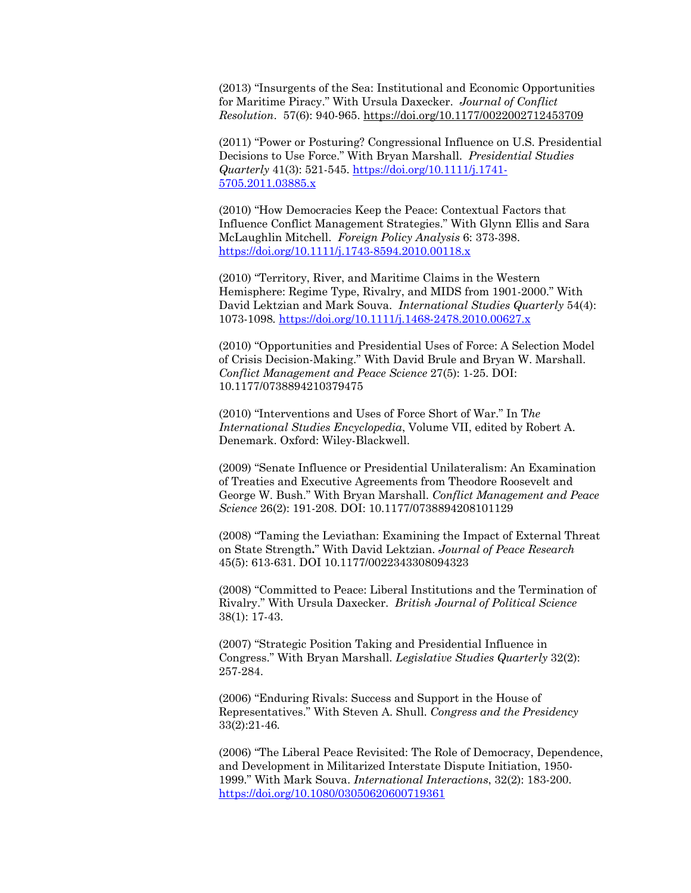(2013) "Insurgents of the Sea: Institutional and Economic Opportunities for Maritime Piracy." With Ursula Daxecker. *Journal of Conflict Resolution*. 57(6): 940-965. https://doi.org/10.1177/0022002712453709

(2011) "Power or Posturing? Congressional Influence on U.S. Presidential Decisions to Use Force." With Bryan Marshall. *Presidential Studies Quarterly* 41(3): 521-545. https://doi.org/10.1111/j.1741-5705.2011.03885.x

(2010) "How Democracies Keep the Peace: Contextual Factors that Influence Conflict Management Strategies." With Glynn Ellis and Sara McLaughlin Mitchell. *Foreign Policy Analysis* 6: 373-398. https://doi.org/10.1111/j.1743-8594.2010.00118.x

(2010) "Territory, River, and Maritime Claims in the Western Hemisphere: Regime Type, Rivalry, and MIDS from 1901-2000." With David Lektzian and Mark Souva. *International Studies Quarterly* 54(4): 1073-1098. https://doi.org/10.1111/j.1468-2478.2010.00627.x

(2010) "Opportunities and Presidential Uses of Force: A Selection Model of Crisis Decision-Making." With David Brule and Bryan W. Marshall. *Conflict Management and Peace Science* 27(5): 1-25. DOI: 10.1177/0738894210379475

(2010) "Interventions and Uses of Force Short of War." In T*he International Studies Encyclopedia*, Volume VII, edited by Robert A. Denemark. Oxford: Wiley-Blackwell.

(2009) "Senate Influence or Presidential Unilateralism: An Examination of Treaties and Executive Agreements from Theodore Roosevelt and George W. Bush." With Bryan Marshall. *Conflict Management and Peace Science* 26(2): 191-208. DOI: 10.1177/0738894208101129

(2008) "Taming the Leviathan: Examining the Impact of External Threat on State Strength**.**" With David Lektzian. *Journal of Peace Research* 45(5): 613-631. DOI 10.1177/0022343308094323

(2008) "Committed to Peace: Liberal Institutions and the Termination of Rivalry." With Ursula Daxecker. *British Journal of Political Science* 38(1): 17-43.

(2007) "Strategic Position Taking and Presidential Influence in Congress." With Bryan Marshall. *Legislative Studies Quarterly* 32(2): 257-284.

(2006) "Enduring Rivals: Success and Support in the House of Representatives." With Steven A. Shull. *Congress and the Presidency* 33(2):21-46.

(2006) "The Liberal Peace Revisited: The Role of Democracy, Dependence, and Development in Militarized Interstate Dispute Initiation, 1950-1999." With Mark Souva. *International Interactions*, 32(2): 183-200. https://doi.org/10.1080/03050620600719361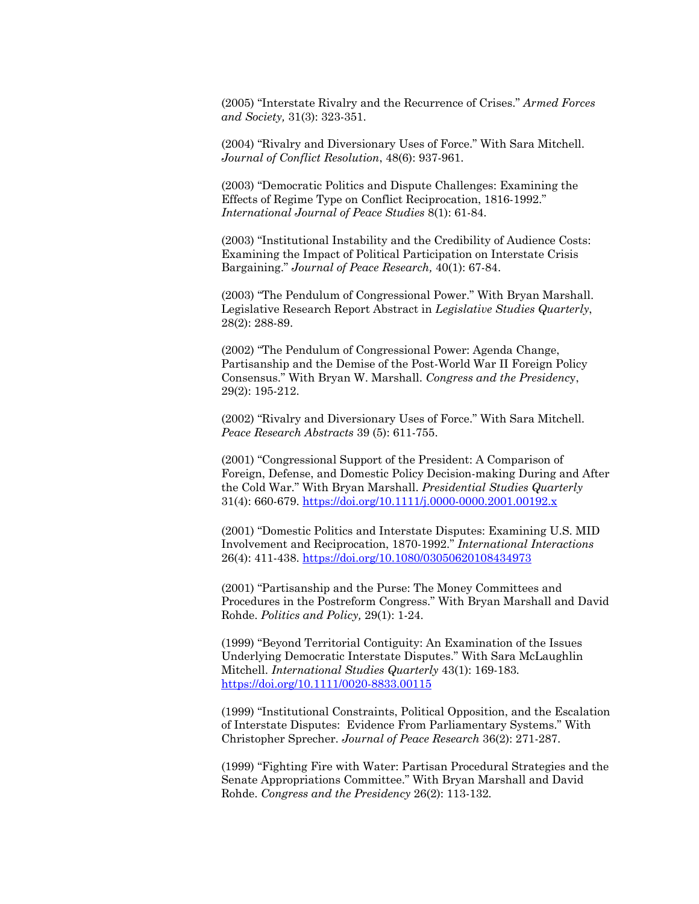(2005) "Interstate Rivalry and the Recurrence of Crises." *Armed Forces and Society,* 31(3): 323-351.

(2004) "Rivalry and Diversionary Uses of Force." With Sara Mitchell. *Journal of Conflict Resolution*, 48(6): 937-961.

(2003) "Democratic Politics and Dispute Challenges: Examining the Effects of Regime Type on Conflict Reciprocation, 1816-1992." *International Journal of Peace Studies* 8(1): 61-84.

(2003) "Institutional Instability and the Credibility of Audience Costs: Examining the Impact of Political Participation on Interstate Crisis Bargaining." *Journal of Peace Research,* 40(1): 67-84.

(2003) "The Pendulum of Congressional Power." With Bryan Marshall. Legislative Research Report Abstract in *Legislative Studies Quarterly*, 28(2): 288-89.

(2002) "The Pendulum of Congressional Power: Agenda Change, Partisanship and the Demise of the Post-World War II Foreign Policy Consensus." With Bryan W. Marshall. *Congress and the Presidency*, 29(2): 195-212.

(2002) "Rivalry and Diversionary Uses of Force." With Sara Mitchell. *Peace Research Abstracts* 39 (5): 611-755.

(2001) "Congressional Support of the President: A Comparison of Foreign, Defense, and Domestic Policy Decision-making During and After the Cold War." With Bryan Marshall. *Presidential Studies Quarterly* 31(4): 660-679. https://doi.org/10.1111/j.0000-0000.2001.00192.x

(2001) "Domestic Politics and Interstate Disputes: Examining U.S. MID Involvement and Reciprocation, 1870-1992." *International Interactions* 26(4): 411-438. https://doi.org/10.1080/03050620108434973

(2001) "Partisanship and the Purse: The Money Committees and Procedures in the Postreform Congress." With Bryan Marshall and David Rohde. *Politics and Policy,* 29(1): 1-24.

(1999) "Beyond Territorial Contiguity: An Examination of the Issues Underlying Democratic Interstate Disputes." With Sara McLaughlin Mitchell. *International Studies Quarterly* 43(1): 169-183. https://doi.org/10.1111/0020-8833.00115

(1999) "Institutional Constraints, Political Opposition, and the Escalation of Interstate Disputes: Evidence From Parliamentary Systems." With Christopher Sprecher. *Journal of Peace Research* 36(2): 271-287.

(1999) "Fighting Fire with Water: Partisan Procedural Strategies and the Senate Appropriations Committee." With Bryan Marshall and David Rohde. *Congress and the Presidency* 26(2): 113-132.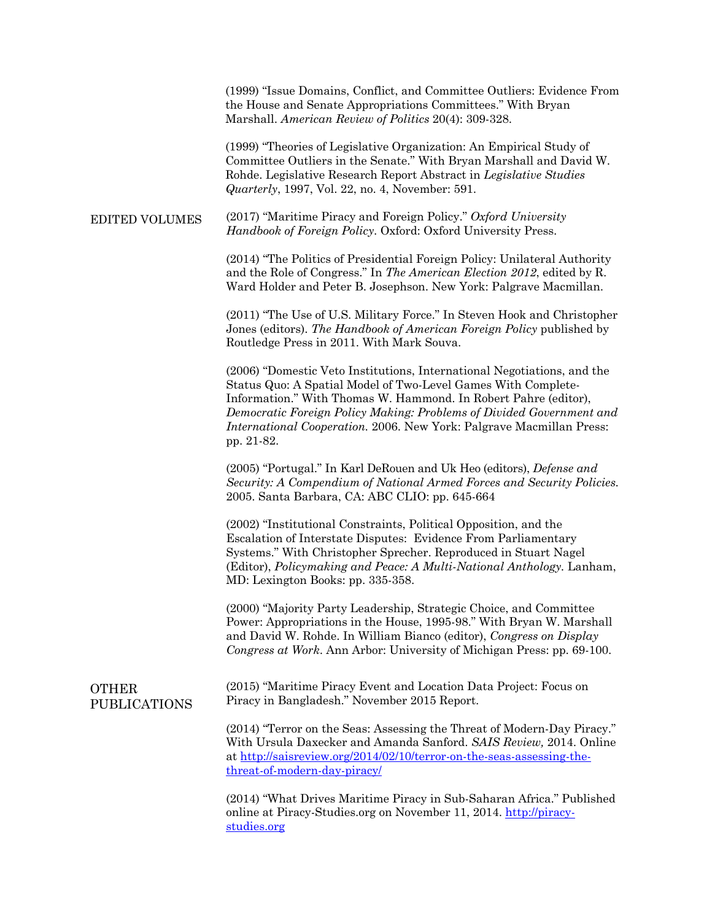(1999) "Issue Domains, Conflict, and Committee Outliers: Evidence From the House and Senate Appropriations Committees." With Bryan Marshall. *American Review of Politics* 20(4): 309-328.

(1999) "Theories of Legislative Organization: An Empirical Study of Committee Outliers in the Senate." With Bryan Marshall and David W. Rohde. Legislative Research Report Abstract in *Legislative Studies Quarterly*, 1997, Vol. 22, no. 4, November: 591.

## EDITED VOLUMES

(2017) "Maritime Piracy and Foreign Policy." *Oxford University Handbook of Foreign Policy*. Oxford: Oxford University Press.

(2014) "The Politics of Presidential Foreign Policy: Unilateral Authority and the Role of Congress." In *The American Election 2012*, edited by R. Ward Holder and Peter B. Josephson. New York: Palgrave Macmillan.

(2011) "The Use of U.S. Military Force." In Steven Hook and Christopher Jones (editors). *The Handbook of American Foreign Policy* published by Routledge Press in 2011. With Mark Souva.

(2006) "Domestic Veto Institutions, International Negotiations, and the Status Quo: A Spatial Model of Two-Level Games With Complete-Information." With Thomas W. Hammond. In Robert Pahre (editor), *Democratic Foreign Policy Making: Problems of Divided Government and International Cooperation.* 2006. New York: Palgrave Macmillan Press: pp. 21-82.

(2005) "Portugal." In Karl DeRouen and Uk Heo (editors), *Defense and Security: A Compendium of National Armed Forces and Security Policies.* 2005. Santa Barbara, CA: ABC CLIO: pp. 645-664

(2002) "Institutional Constraints, Political Opposition, and the Escalation of Interstate Disputes: Evidence From Parliamentary Systems." With Christopher Sprecher. Reproduced in Stuart Nagel (Editor), *Policymaking and Peace: A Multi-National Anthology.* Lanham, MD: Lexington Books: pp. 335-358.

(2000) "Majority Party Leadership, Strategic Choice, and Committee Power: Appropriations in the House, 1995-98." With Bryan W. Marshall and David W. Rohde. In William Bianco (editor), *Congress on Display Congress at Work*. Ann Arbor: University of Michigan Press: pp. 69-100.

## OTHER PUBLICATIONS

(2015) "Maritime Piracy Event and Location Data Project: Focus on Piracy in Bangladesh." November 2015 Report.

(2014) "Terror on the Seas: Assessing the Threat of Modern-Day Piracy." With Ursula Daxecker and Amanda Sanford. *SAIS Review,* 2014. Online at http://saisreview.org/2014/02/10/terror-on-the-seas-assessing-the-threat-of-modern-day-piracy/

(2014) "What Drives Maritime Piracy in Sub-Saharan Africa." Published online at Piracy-Studies.org on November 11, 2014. http://piracy-studies.org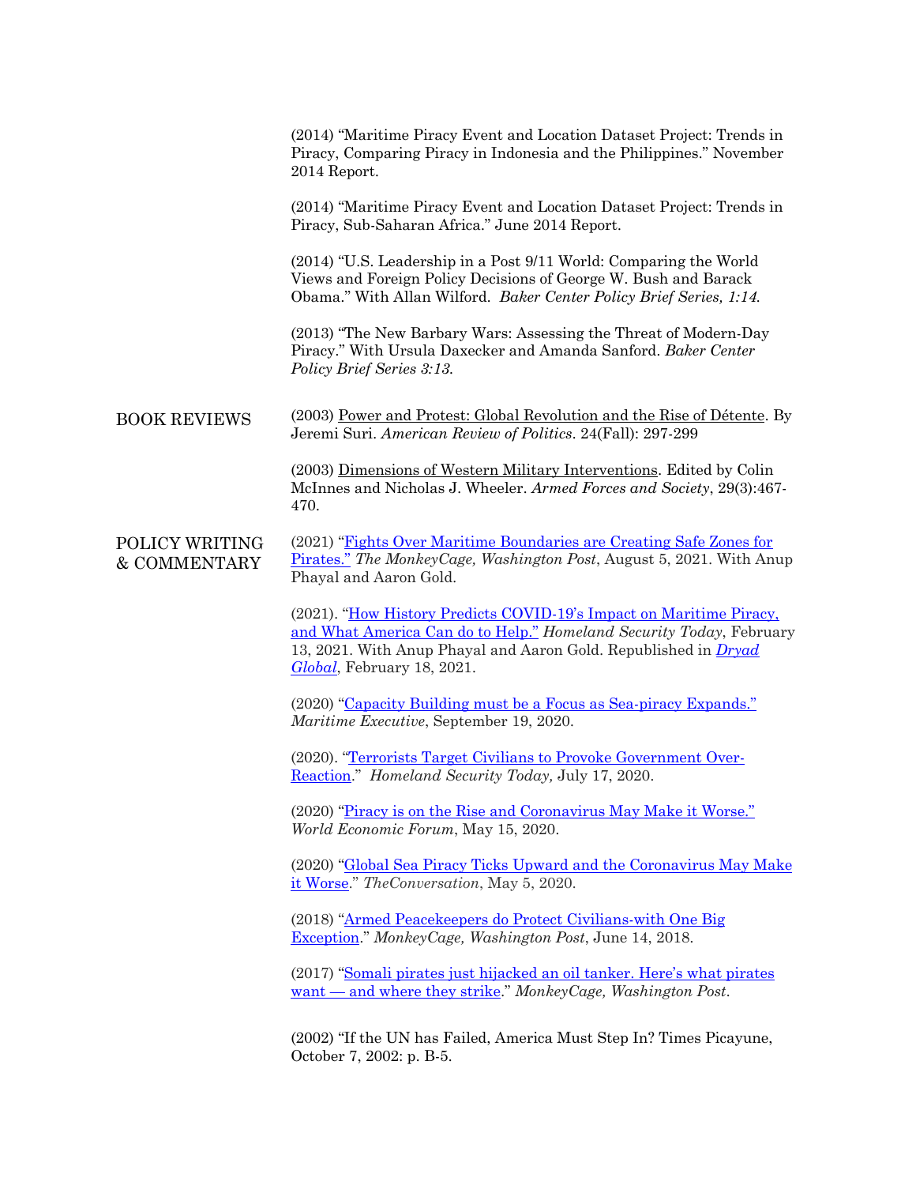(2014) "Maritime Piracy Event and Location Dataset Project: Trends in Piracy, Comparing Piracy in Indonesia and the Philippines." November 2014 Report.

(2014) "Maritime Piracy Event and Location Dataset Project: Trends in Piracy, Sub-Saharan Africa." June 2014 Report.

(2014) "U.S. Leadership in a Post 9/11 World: Comparing the World Views and Foreign Policy Decisions of George W. Bush and Barack Obama." With Allan Wilford. *Baker Center Policy Brief Series, 1:14.*

(2013) "The New Barbary Wars: Assessing the Threat of Modern-Day Piracy." With Ursula Daxecker and Amanda Sanford. *Baker Center Policy Brief Series 3:13.*

## BOOK REVIEWS

(2003) Power and Protest: Global Revolution and the Rise of Détente. By Jeremi Suri. *American Review of Politics*. 24(Fall): 297-299

(2003) Dimensions of Western Military Interventions. Edited by Colin McInnes and Nicholas J. Wheeler. *Armed Forces and Society*, 29(3):467-470.

## POLICY WRITING & COMMENTARY

(2021) "Fights Over Maritime Boundaries are Creating Safe Zones for Pirates." *The MonkeyCage, Washington Post*, August 5, 2021. With Anup Phayal and Aaron Gold.

(2021). "How History Predicts COVID-19's Impact on Maritime Piracy, and What America Can do to Help." *Homeland Security Today*, February 13, 2021. With Anup Phayal and Aaron Gold. Republished in *Dryad Global*, February 18, 2021.

(2020) "Capacity Building must be a Focus as Sea-piracy Expands." *Maritime Executive*, September 19, 2020.

(2020). "Terrorists Target Civilians to Provoke Government Over-Reaction." *Homeland Security Today,* July 17, 2020.

(2020) "Piracy is on the Rise and Coronavirus May Make it Worse." *World Economic Forum*, May 15, 2020.

(2020) "Global Sea Piracy Ticks Upward and the Coronavirus May Make it Worse." *TheConversation*, May 5, 2020.

(2018) "Armed Peacekeepers do Protect Civilians-with One Big Exception." *MonkeyCage, Washington Post*, June 14, 2018.

(2017) "Somali pirates just hijacked an oil tanker. Here's what pirates want — and where they strike." *MonkeyCage, Washington Post*.

(2002) "If the UN has Failed, America Must Step In? Times Picayune, October 7, 2002: p. B-5.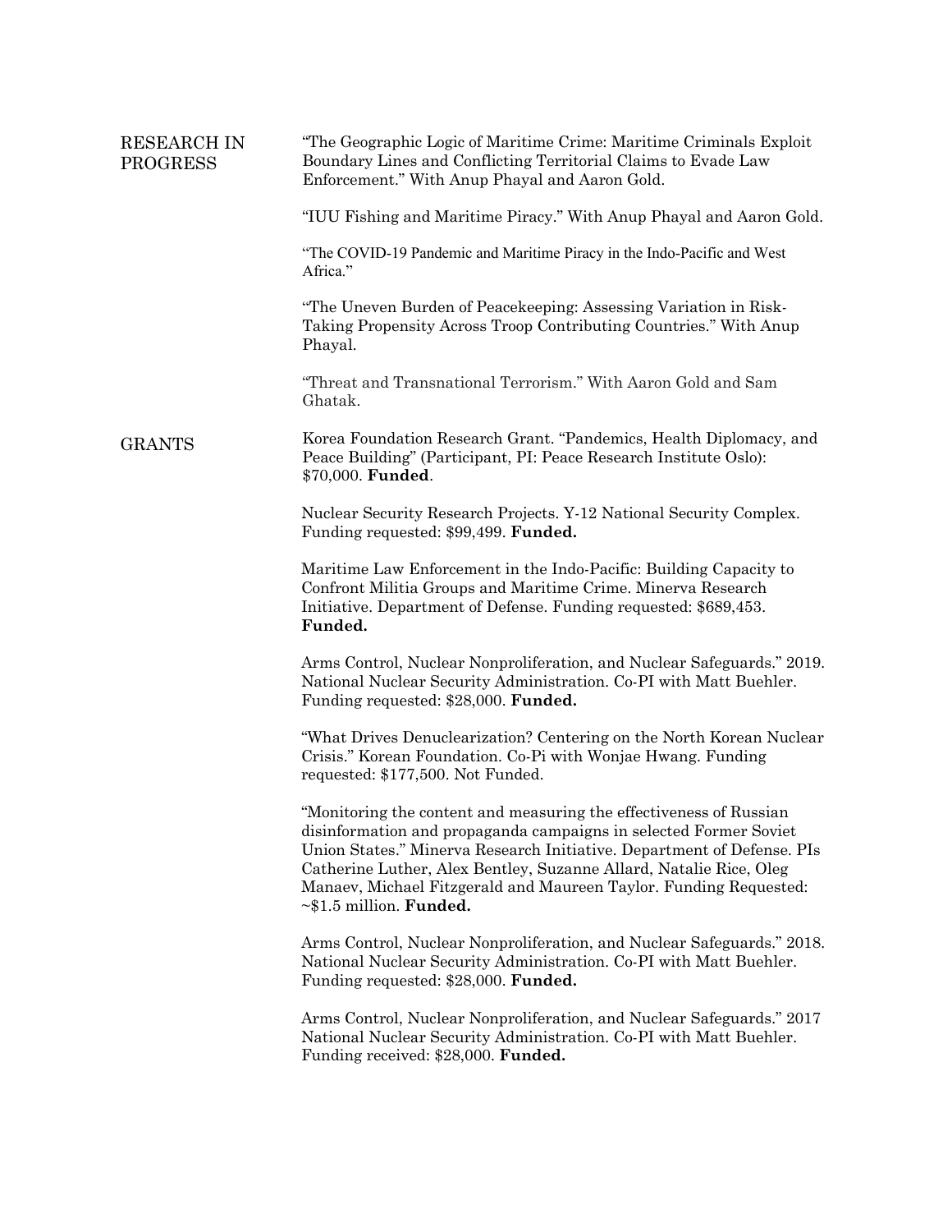## RESEARCH IN PROGRESS

"The Geographic Logic of Maritime Crime: Maritime Criminals Exploit Boundary Lines and Conflicting Territorial Claims to Evade Law Enforcement." With Anup Phayal and Aaron Gold.

"IUU Fishing and Maritime Piracy." With Anup Phayal and Aaron Gold.

"The COVID-19 Pandemic and Maritime Piracy in the Indo-Pacific and West Africa."

"The Uneven Burden of Peacekeeping: Assessing Variation in Risk-Taking Propensity Across Troop Contributing Countries." With Anup Phayal.

"Threat and Transnational Terrorism." With Aaron Gold and Sam Ghatak.

## GRANTS

Korea Foundation Research Grant. "Pandemics, Health Diplomacy, and Peace Building" (Participant, PI: Peace Research Institute Oslo): $70,000. **Funded**.

Nuclear Security Research Projects. Y-12 National Security Complex. Funding requested: $99,499. **Funded.**

Maritime Law Enforcement in the Indo-Pacific: Building Capacity to Confront Militia Groups and Maritime Crime. Minerva Research Initiative. Department of Defense. Funding requested: $689,453. **Funded.**

Arms Control, Nuclear Nonproliferation, and Nuclear Safeguards." 2019. National Nuclear Security Administration. Co-PI with Matt Buehler. Funding requested: $28,000. **Funded.**

"What Drives Denuclearization? Centering on the North Korean Nuclear Crisis." Korean Foundation. Co-Pi with Wonjae Hwang. Funding requested: $177,500. Not Funded.

"Monitoring the content and measuring the effectiveness of Russian disinformation and propaganda campaigns in selected Former Soviet Union States." Minerva Research Initiative. Department of Defense. PIs Catherine Luther, Alex Bentley, Suzanne Allard, Natalie Rice, Oleg Manaev, Michael Fitzgerald and Maureen Taylor. Funding Requested: ~$1.5 million. **Funded.**

Arms Control, Nuclear Nonproliferation, and Nuclear Safeguards." 2018. National Nuclear Security Administration. Co-PI with Matt Buehler. Funding requested: $28,000. **Funded.**

Arms Control, Nuclear Nonproliferation, and Nuclear Safeguards." 2017 National Nuclear Security Administration. Co-PI with Matt Buehler. Funding received: $28,000. **Funded.**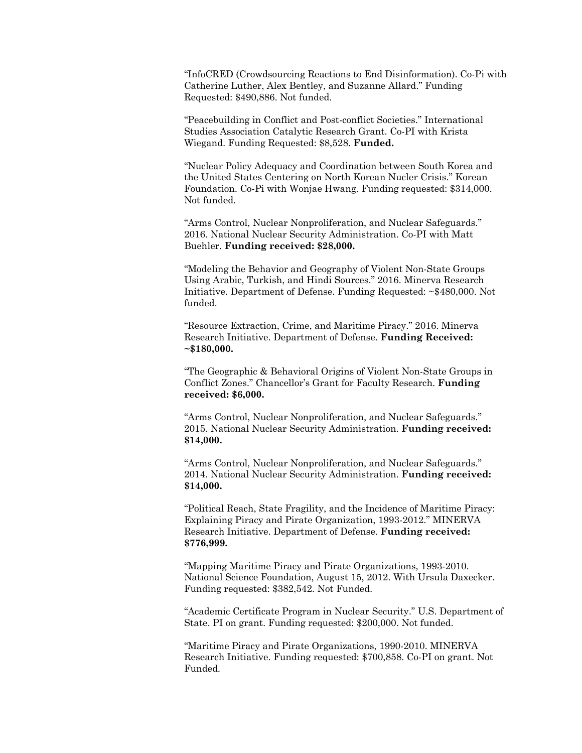"InfoCRED (Crowdsourcing Reactions to End Disinformation). Co-Pi with Catherine Luther, Alex Bentley, and Suzanne Allard." Funding Requested: $490,886. Not funded.

"Peacebuilding in Conflict and Post-conflict Societies." International Studies Association Catalytic Research Grant. Co-PI with Krista Wiegand. Funding Requested: $8,528. **Funded.**

"Nuclear Policy Adequacy and Coordination between South Korea and the United States Centering on North Korean Nucler Crisis." Korean Foundation. Co-Pi with Wonjae Hwang. Funding requested: $314,000. Not funded.

"Arms Control, Nuclear Nonproliferation, and Nuclear Safeguards." 2016. National Nuclear Security Administration. Co-PI with Matt Buehler. **Funding received: $28,000.**

"Modeling the Behavior and Geography of Violent Non-State Groups Using Arabic, Turkish, and Hindi Sources." 2016. Minerva Research Initiative. Department of Defense. Funding Requested: ~$480,000. Not funded.

"Resource Extraction, Crime, and Maritime Piracy." 2016. Minerva Research Initiative. Department of Defense. **Funding Received: ~$180,000.**

"The Geographic & Behavioral Origins of Violent Non-State Groups in Conflict Zones." Chancellor's Grant for Faculty Research. **Funding received: $6,000.**

"Arms Control, Nuclear Nonproliferation, and Nuclear Safeguards." 2015. National Nuclear Security Administration. **Funding received: $14,000.**

"Arms Control, Nuclear Nonproliferation, and Nuclear Safeguards." 2014. National Nuclear Security Administration. **Funding received: $14,000.**

"Political Reach, State Fragility, and the Incidence of Maritime Piracy: Explaining Piracy and Pirate Organization, 1993-2012." MINERVA Research Initiative. Department of Defense. **Funding received: $776,999.**

"Mapping Maritime Piracy and Pirate Organizations, 1993-2010. National Science Foundation, August 15, 2012. With Ursula Daxecker. Funding requested: $382,542. Not Funded.

"Academic Certificate Program in Nuclear Security." U.S. Department of State. PI on grant. Funding requested: $200,000. Not funded.

"Maritime Piracy and Pirate Organizations, 1990-2010. MINERVA Research Initiative. Funding requested: $700,858. Co-PI on grant. Not Funded.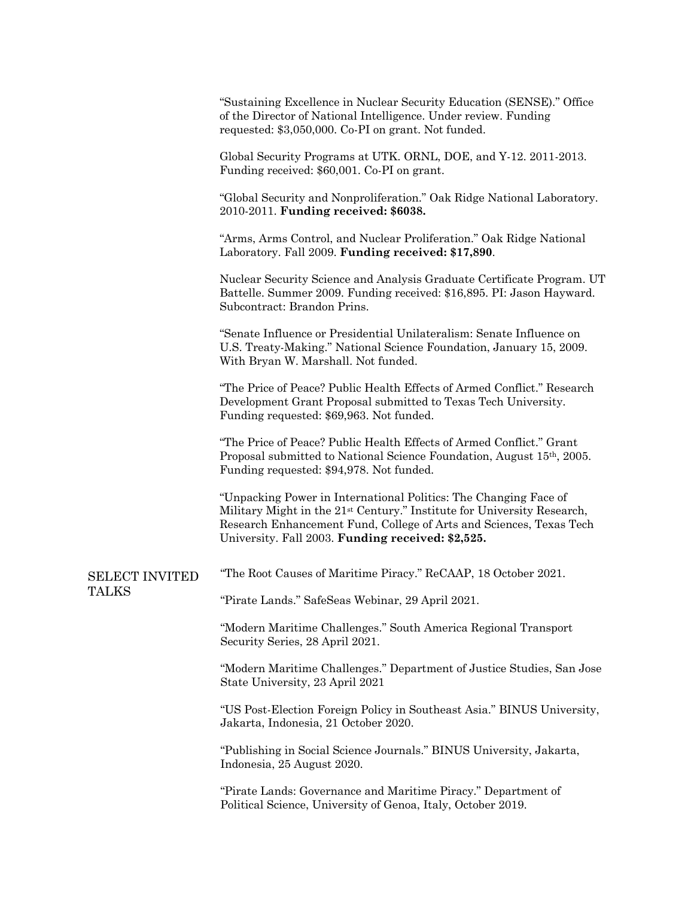"Sustaining Excellence in Nuclear Security Education (SENSE)." Office of the Director of National Intelligence. Under review. Funding requested: $3,050,000. Co-PI on grant. Not funded.

Global Security Programs at UTK. ORNL, DOE, and Y-12. 2011-2013. Funding received: $60,001. Co-PI on grant.

"Global Security and Nonproliferation." Oak Ridge National Laboratory. 2010-2011. **Funding received: $6038.**

"Arms, Arms Control, and Nuclear Proliferation." Oak Ridge National Laboratory. Fall 2009. **Funding received: $17,890**.

Nuclear Security Science and Analysis Graduate Certificate Program. UT Battelle. Summer 2009. Funding received: $16,895. PI: Jason Hayward. Subcontract: Brandon Prins.

"Senate Influence or Presidential Unilateralism: Senate Influence on U.S. Treaty-Making." National Science Foundation, January 15, 2009. With Bryan W. Marshall. Not funded.

"The Price of Peace? Public Health Effects of Armed Conflict." Research Development Grant Proposal submitted to Texas Tech University. Funding requested: $69,963. Not funded.

"The Price of Peace? Public Health Effects of Armed Conflict." Grant Proposal submitted to National Science Foundation, August 15th, 2005. Funding requested: $94,978. Not funded.

"Unpacking Power in International Politics: The Changing Face of Military Might in the 21st Century." Institute for University Research, Research Enhancement Fund, College of Arts and Sciences, Texas Tech University. Fall 2003. **Funding received: $2,525.**

## SELECT INVITED TALKS

"The Root Causes of Maritime Piracy." ReCAAP, 18 October 2021.

"Pirate Lands." SafeSeas Webinar, 29 April 2021.

"Modern Maritime Challenges." South America Regional Transport Security Series, 28 April 2021.

"Modern Maritime Challenges." Department of Justice Studies, San Jose State University, 23 April 2021

"US Post-Election Foreign Policy in Southeast Asia." BINUS University, Jakarta, Indonesia, 21 October 2020.

"Publishing in Social Science Journals." BINUS University, Jakarta, Indonesia, 25 August 2020.

"Pirate Lands: Governance and Maritime Piracy." Department of Political Science, University of Genoa, Italy, October 2019.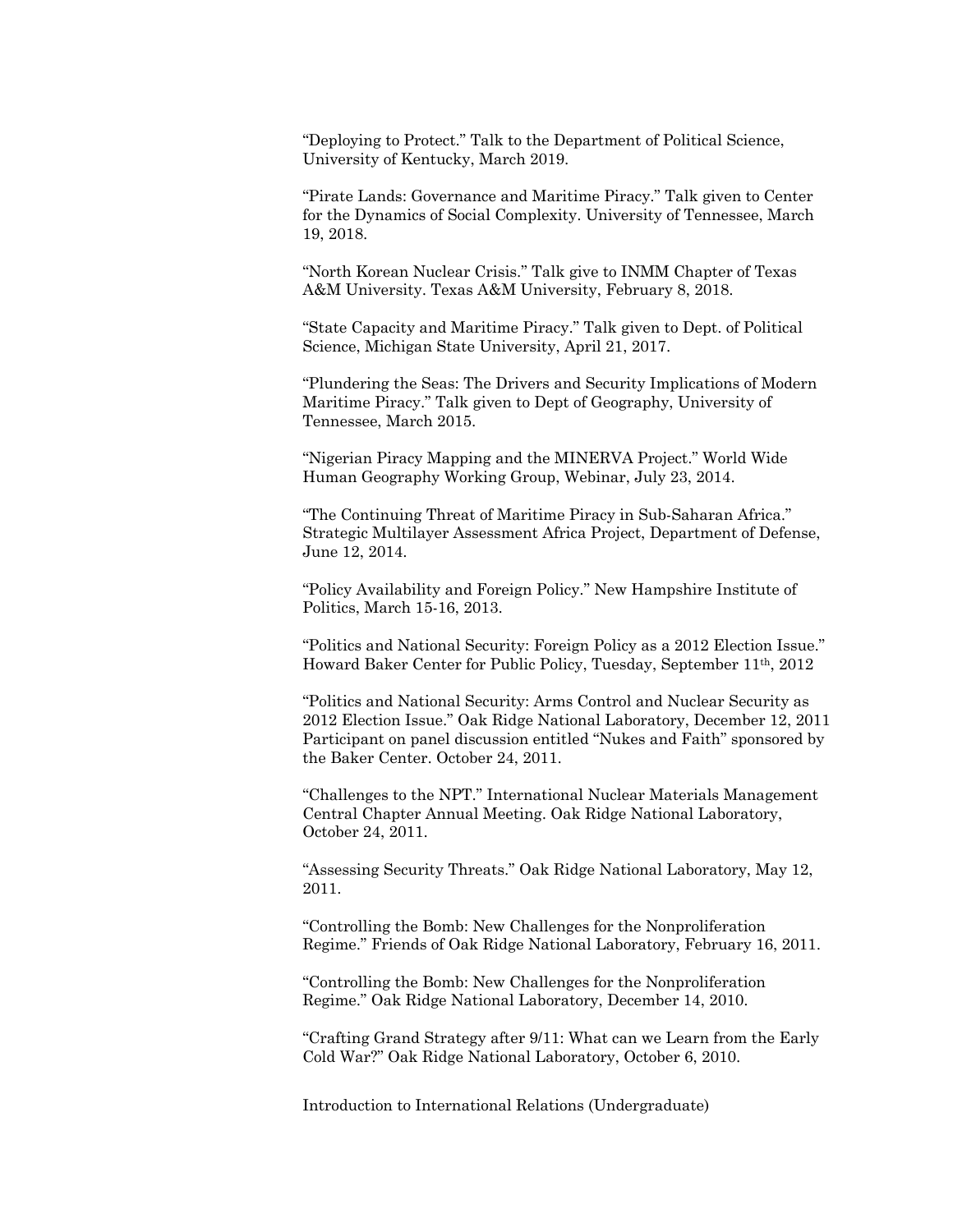"Deploying to Protect." Talk to the Department of Political Science, University of Kentucky, March 2019.

"Pirate Lands: Governance and Maritime Piracy." Talk given to Center for the Dynamics of Social Complexity. University of Tennessee, March 19, 2018.

"North Korean Nuclear Crisis." Talk give to INMM Chapter of Texas A&M University. Texas A&M University, February 8, 2018.

"State Capacity and Maritime Piracy." Talk given to Dept. of Political Science, Michigan State University, April 21, 2017.

"Plundering the Seas: The Drivers and Security Implications of Modern Maritime Piracy." Talk given to Dept of Geography, University of Tennessee, March 2015.

"Nigerian Piracy Mapping and the MINERVA Project." World Wide Human Geography Working Group, Webinar, July 23, 2014.

"The Continuing Threat of Maritime Piracy in Sub-Saharan Africa." Strategic Multilayer Assessment Africa Project, Department of Defense, June 12, 2014.

"Policy Availability and Foreign Policy." New Hampshire Institute of Politics, March 15-16, 2013.

"Politics and National Security: Foreign Policy as a 2012 Election Issue." Howard Baker Center for Public Policy, Tuesday, September 11th, 2012

"Politics and National Security: Arms Control and Nuclear Security as 2012 Election Issue." Oak Ridge National Laboratory, December 12, 2011
Participant on panel discussion entitled "Nukes and Faith" sponsored by the Baker Center. October 24, 2011.

"Challenges to the NPT." International Nuclear Materials Management Central Chapter Annual Meeting. Oak Ridge National Laboratory, October 24, 2011.

"Assessing Security Threats." Oak Ridge National Laboratory, May 12, 2011.

"Controlling the Bomb: New Challenges for the Nonproliferation Regime." Friends of Oak Ridge National Laboratory, February 16, 2011.

"Controlling the Bomb: New Challenges for the Nonproliferation Regime." Oak Ridge National Laboratory, December 14, 2010.

"Crafting Grand Strategy after 9/11: What can we Learn from the Early Cold War?" Oak Ridge National Laboratory, October 6, 2010.

Introduction to International Relations (Undergraduate)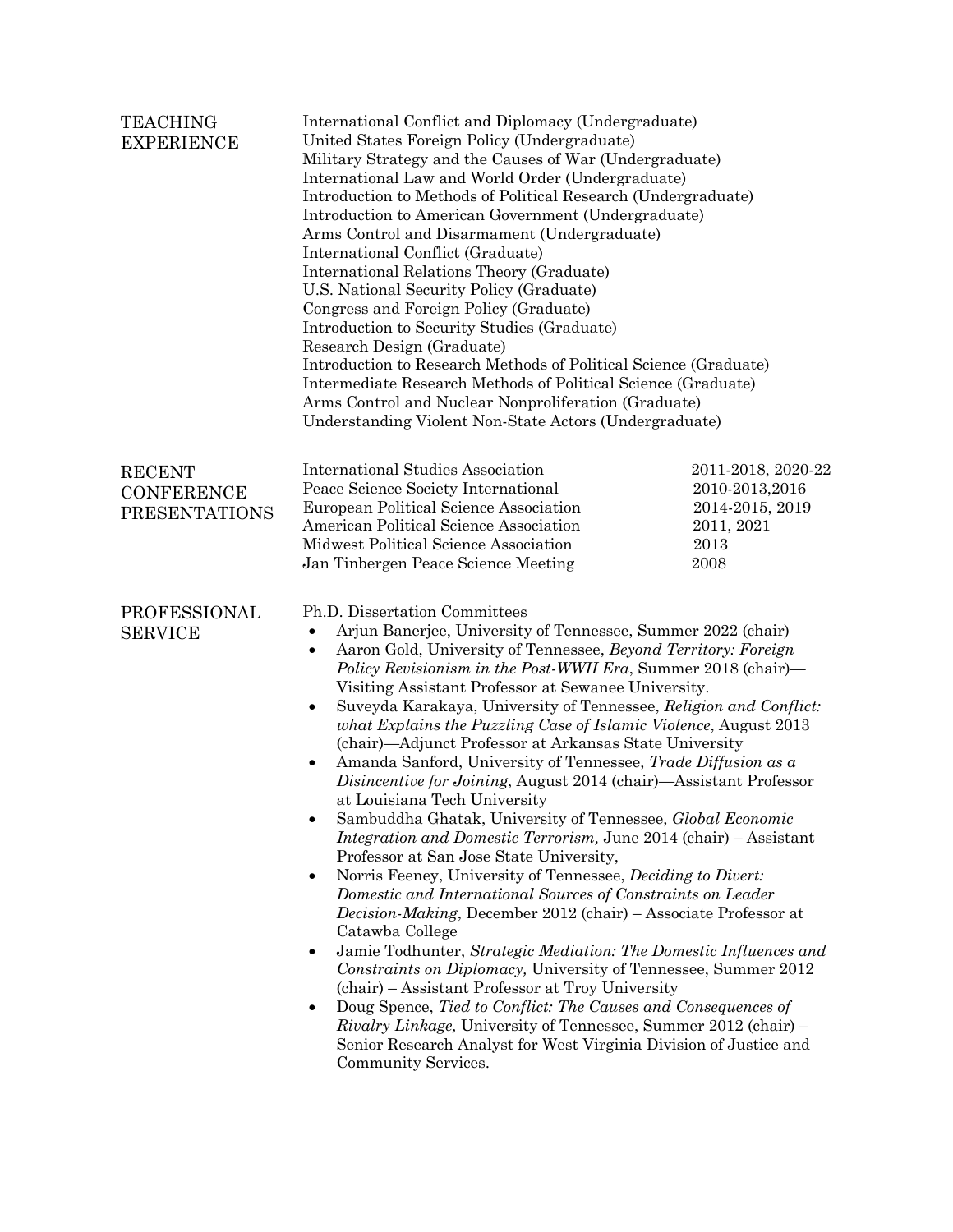## TEACHING EXPERIENCE

International Conflict and Diplomacy (Undergraduate)
United States Foreign Policy (Undergraduate)
Military Strategy and the Causes of War (Undergraduate)
International Law and World Order (Undergraduate)
Introduction to Methods of Political Research (Undergraduate)
Introduction to American Government (Undergraduate)
Arms Control and Disarmament (Undergraduate)
International Conflict (Graduate)
International Relations Theory (Graduate)
U.S. National Security Policy (Graduate)
Congress and Foreign Policy (Graduate)
Introduction to Security Studies (Graduate)
Research Design (Graduate)
Introduction to Research Methods of Political Science (Graduate)
Intermediate Research Methods of Political Science (Graduate)
Arms Control and Nuclear Nonproliferation (Graduate)
Understanding Violent Non-State Actors (Undergraduate)

## RECENT CONFERENCE PRESENTATIONS

| | |
|---|---|
| International Studies Association | 2011-2018, 2020-22 |
| Peace Science Society International | 2010-2013,2016 |
| European Political Science Association | 2014-2015, 2019 |
| American Political Science Association | 2011, 2021 |
| Midwest Political Science Association | 2013 |
| Jan Tinbergen Peace Science Meeting | 2008 |

## PROFESSIONAL SERVICE

Ph.D. Dissertation Committees

- Arjun Banerjee, University of Tennessee, Summer 2022 (chair)
- Aaron Gold, University of Tennessee, *Beyond Territory: Foreign Policy Revisionism in the Post-WWII Era*, Summer 2018 (chair)—Visiting Assistant Professor at Sewanee University.
- Suveyda Karakaya, University of Tennessee, *Religion and Conflict: what Explains the Puzzling Case of Islamic Violence*, August 2013 (chair)—Adjunct Professor at Arkansas State University
- Amanda Sanford, University of Tennessee, *Trade Diffusion as a Disincentive for Joining*, August 2014 (chair)—Assistant Professor at Louisiana Tech University
- Sambuddha Ghatak, University of Tennessee, *Global Economic Integration and Domestic Terrorism,* June 2014 (chair) – Assistant Professor at San Jose State University,
- Norris Feeney, University of Tennessee, *Deciding to Divert: Domestic and International Sources of Constraints on Leader Decision-Making*, December 2012 (chair) – Associate Professor at Catawba College
- Jamie Todhunter, *Strategic Mediation: The Domestic Influences and Constraints on Diplomacy,* University of Tennessee, Summer 2012 (chair) – Assistant Professor at Troy University
- Doug Spence, *Tied to Conflict: The Causes and Consequences of Rivalry Linkage,* University of Tennessee, Summer 2012 (chair) – Senior Research Analyst for West Virginia Division of Justice and Community Services.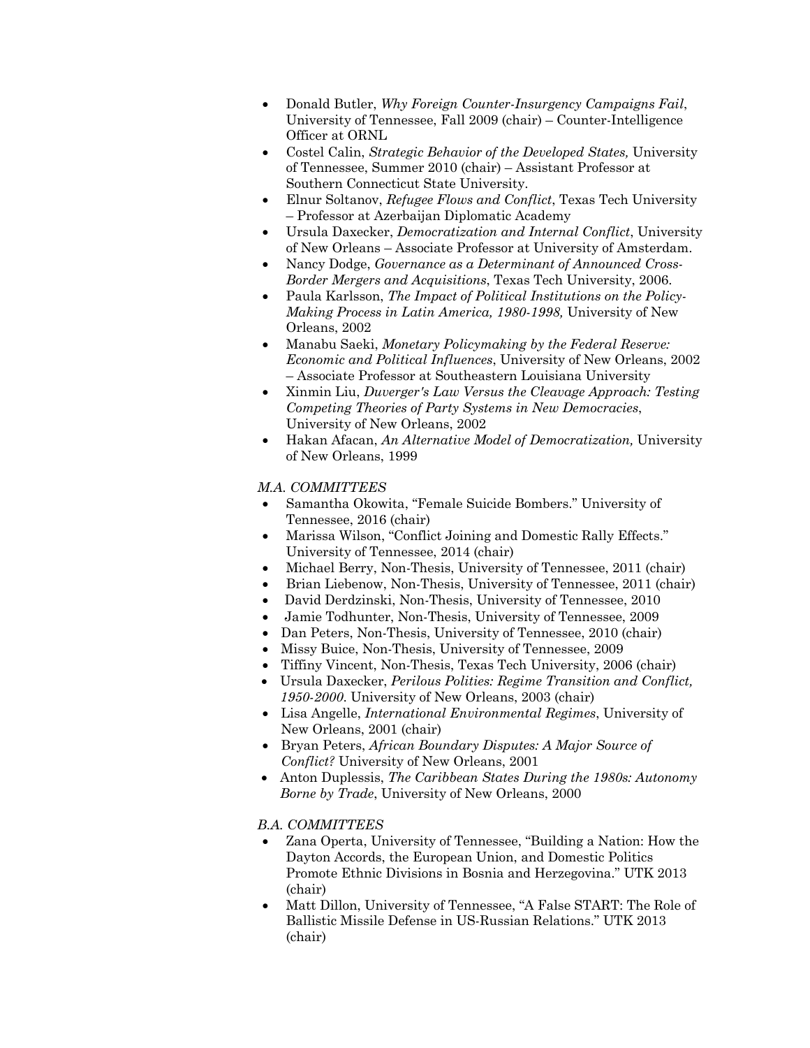- Donald Butler, *Why Foreign Counter-Insurgency Campaigns Fail*, University of Tennessee, Fall 2009 (chair) – Counter-Intelligence Officer at ORNL
- Costel Calin, *Strategic Behavior of the Developed States,* University of Tennessee, Summer 2010 (chair) – Assistant Professor at Southern Connecticut State University.
- Elnur Soltanov, *Refugee Flows and Conflict*, Texas Tech University – Professor at Azerbaijan Diplomatic Academy
- Ursula Daxecker, *Democratization and Internal Conflict*, University of New Orleans – Associate Professor at University of Amsterdam.
- Nancy Dodge, *Governance as a Determinant of Announced Cross-Border Mergers and Acquisitions*, Texas Tech University, 2006.
- Paula Karlsson, *The Impact of Political Institutions on the Policy-Making Process in Latin America, 1980-1998,* University of New Orleans, 2002
- Manabu Saeki, *Monetary Policymaking by the Federal Reserve: Economic and Political Influences*, University of New Orleans, 2002 – Associate Professor at Southeastern Louisiana University
- Xinmin Liu, *Duverger's Law Versus the Cleavage Approach: Testing Competing Theories of Party Systems in New Democracies*, University of New Orleans, 2002
- Hakan Afacan, *An Alternative Model of Democratization,* University of New Orleans, 1999

*M.A. COMMITTEES*

- Samantha Okowita, "Female Suicide Bombers." University of Tennessee, 2016 (chair)
- Marissa Wilson, "Conflict Joining and Domestic Rally Effects." University of Tennessee, 2014 (chair)
- Michael Berry, Non-Thesis, University of Tennessee, 2011 (chair)
- Brian Liebenow, Non-Thesis, University of Tennessee, 2011 (chair)
- David Derdzinski, Non-Thesis, University of Tennessee, 2010
- Jamie Todhunter, Non-Thesis, University of Tennessee, 2009
- Dan Peters, Non-Thesis, University of Tennessee, 2010 (chair)
- Missy Buice, Non-Thesis, University of Tennessee, 2009
- Tiffiny Vincent, Non-Thesis, Texas Tech University, 2006 (chair)
- Ursula Daxecker, *Perilous Polities: Regime Transition and Conflict, 1950-2000.* University of New Orleans, 2003 (chair)
- Lisa Angelle, *International Environmental Regimes*, University of New Orleans, 2001 (chair)
- Bryan Peters, *African Boundary Disputes: A Major Source of Conflict?* University of New Orleans, 2001
- Anton Duplessis, *The Caribbean States During the 1980s: Autonomy Borne by Trade*, University of New Orleans, 2000

*B.A. COMMITTEES*

- Zana Operta, University of Tennessee, "Building a Nation: How the Dayton Accords, the European Union, and Domestic Politics Promote Ethnic Divisions in Bosnia and Herzegovina." UTK 2013 (chair)
- Matt Dillon, University of Tennessee, "A False START: The Role of Ballistic Missile Defense in US-Russian Relations." UTK 2013 (chair)